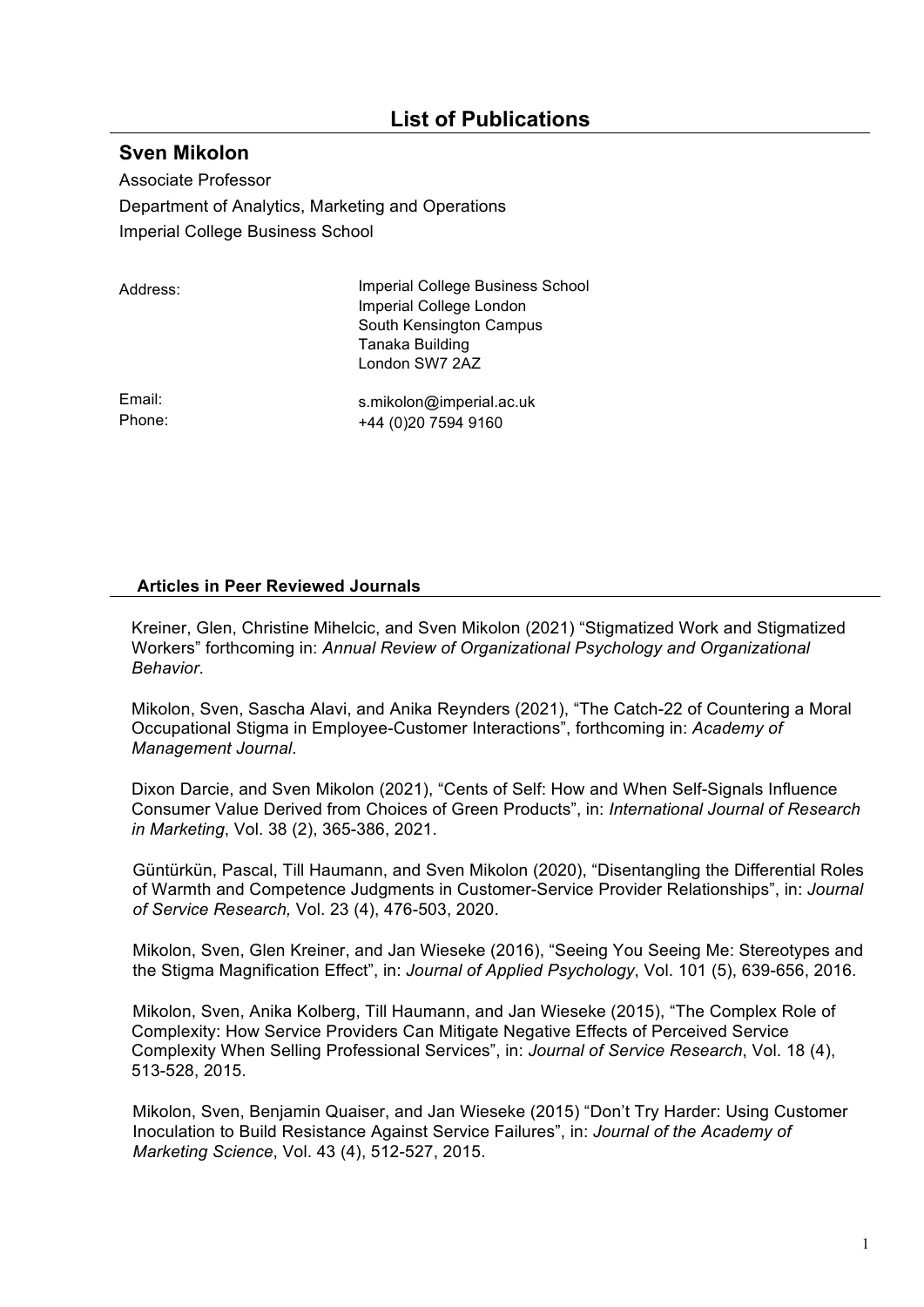# List of Publications

## Sven Mikolon

Associate Professor

Department of Analytics, Marketing and Operations

Imperial College Business School

Address: Imperial College Business School
Imperial College London
South Kensington Campus
Tanaka Building
London SW7 2AZ

Email: s.mikolon@imperial.ac.uk

Phone: +44 (0)20 7594 9160

### Articles in Peer Reviewed Journals

Kreiner, Glen, Christine Mihelcic, and Sven Mikolon (2021) "Stigmatized Work and Stigmatized Workers" forthcoming in: *Annual Review of Organizational Psychology and Organizational Behavior*.

Mikolon, Sven, Sascha Alavi, and Anika Reynders (2021), "The Catch-22 of Countering a Moral Occupational Stigma in Employee-Customer Interactions", forthcoming in: *Academy of Management Journal*.

Dixon Darcie, and Sven Mikolon (2021), "Cents of Self: How and When Self-Signals Influence Consumer Value Derived from Choices of Green Products", in: *International Journal of Research in Marketing*, Vol. 38 (2), 365-386, 2021.

Güntürkün, Pascal, Till Haumann, and Sven Mikolon (2020), "Disentangling the Differential Roles of Warmth and Competence Judgments in Customer-Service Provider Relationships", in: *Journal of Service Research,* Vol. 23 (4), 476-503, 2020.

Mikolon, Sven, Glen Kreiner, and Jan Wieseke (2016), "Seeing You Seeing Me: Stereotypes and the Stigma Magnification Effect", in: *Journal of Applied Psychology*, Vol. 101 (5), 639-656, 2016.

Mikolon, Sven, Anika Kolberg, Till Haumann, and Jan Wieseke (2015), "The Complex Role of Complexity: How Service Providers Can Mitigate Negative Effects of Perceived Service Complexity When Selling Professional Services", in: *Journal of Service Research*, Vol. 18 (4), 513-528, 2015.

Mikolon, Sven, Benjamin Quaiser, and Jan Wieseke (2015) "Don't Try Harder: Using Customer Inoculation to Build Resistance Against Service Failures", in: *Journal of the Academy of Marketing Science*, Vol. 43 (4), 512-527, 2015.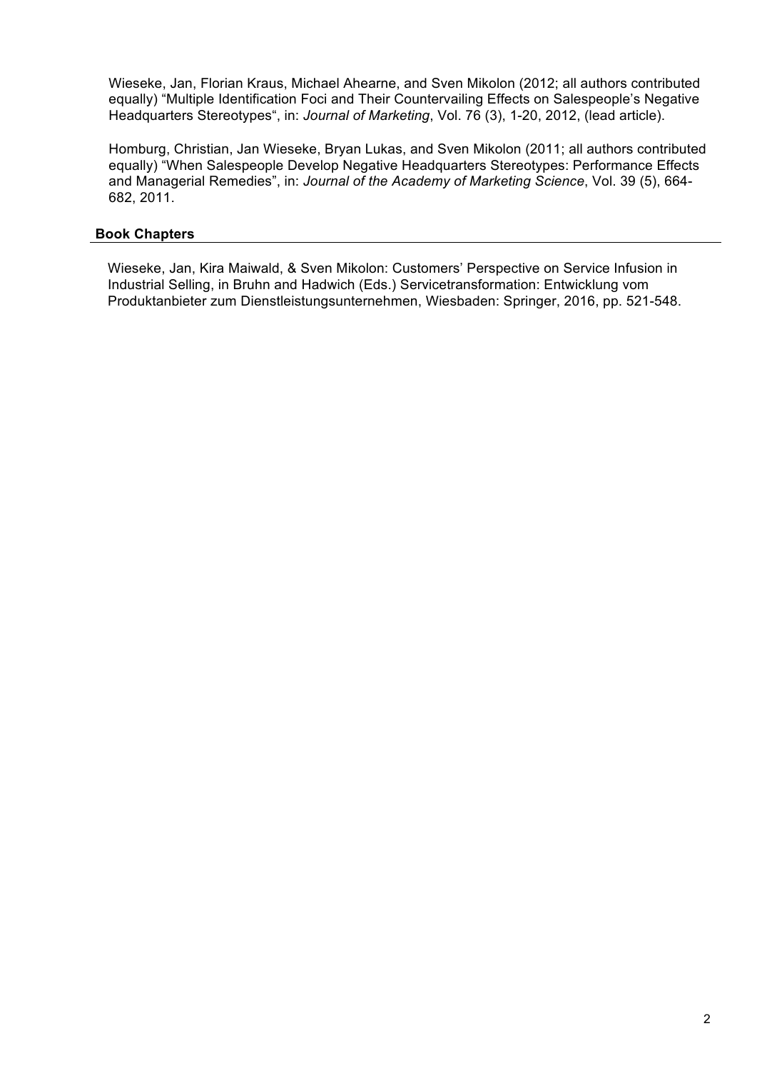Wieseke, Jan, Florian Kraus, Michael Ahearne, and Sven Mikolon (2012; all authors contributed equally) "Multiple Identification Foci and Their Countervailing Effects on Salespeople's Negative Headquarters Stereotypes", in: *Journal of Marketing*, Vol. 76 (3), 1-20, 2012, (lead article).

Homburg, Christian, Jan Wieseke, Bryan Lukas, and Sven Mikolon (2011; all authors contributed equally) "When Salespeople Develop Negative Headquarters Stereotypes: Performance Effects and Managerial Remedies", in: *Journal of the Academy of Marketing Science*, Vol. 39 (5), 664-682, 2011.

## Book Chapters

Wieseke, Jan, Kira Maiwald, & Sven Mikolon: Customers' Perspective on Service Infusion in Industrial Selling, in Bruhn and Hadwich (Eds.) Servicetransformation: Entwicklung vom Produktanbieter zum Dienstleistungsunternehmen, Wiesbaden: Springer, 2016, pp. 521-548.